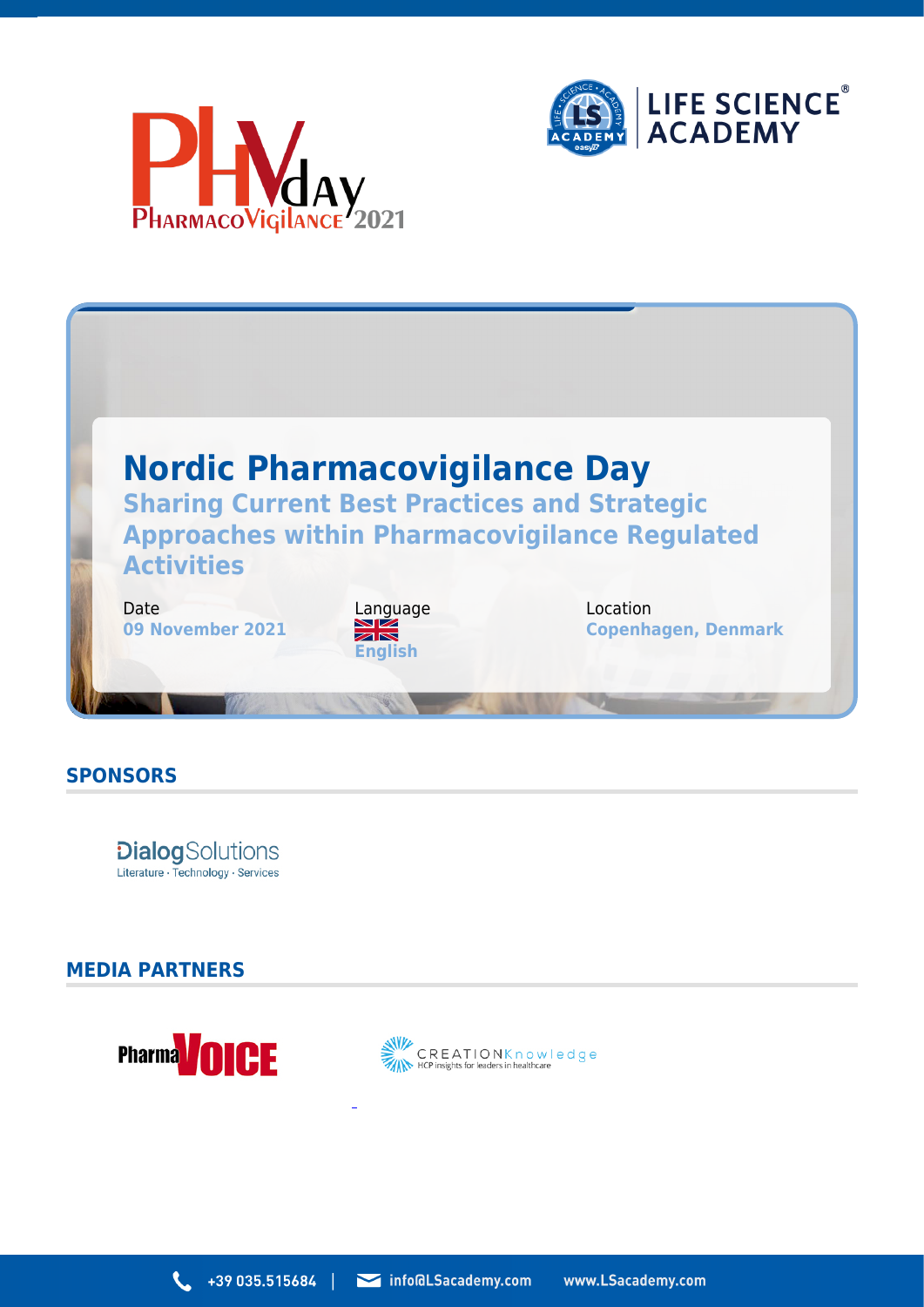# Nordic Pharmacovigilance Day

## Sharing Current Best Practices and Strategic Approaches within Pharmacovigilance Regulated Activities

Date
**09 November 2021**

Language
**English**

Location
**Copenhagen, Denmark**

## SPONSORS

DialogSolutions
Literature · Technology · Services

## MEDIA PARTNERS

PharmaVOICE

CREATIONKnowledge
HCP insights for leaders in healthcare

+39 035.515684 | info@LSacademy.com www.LSacademy.com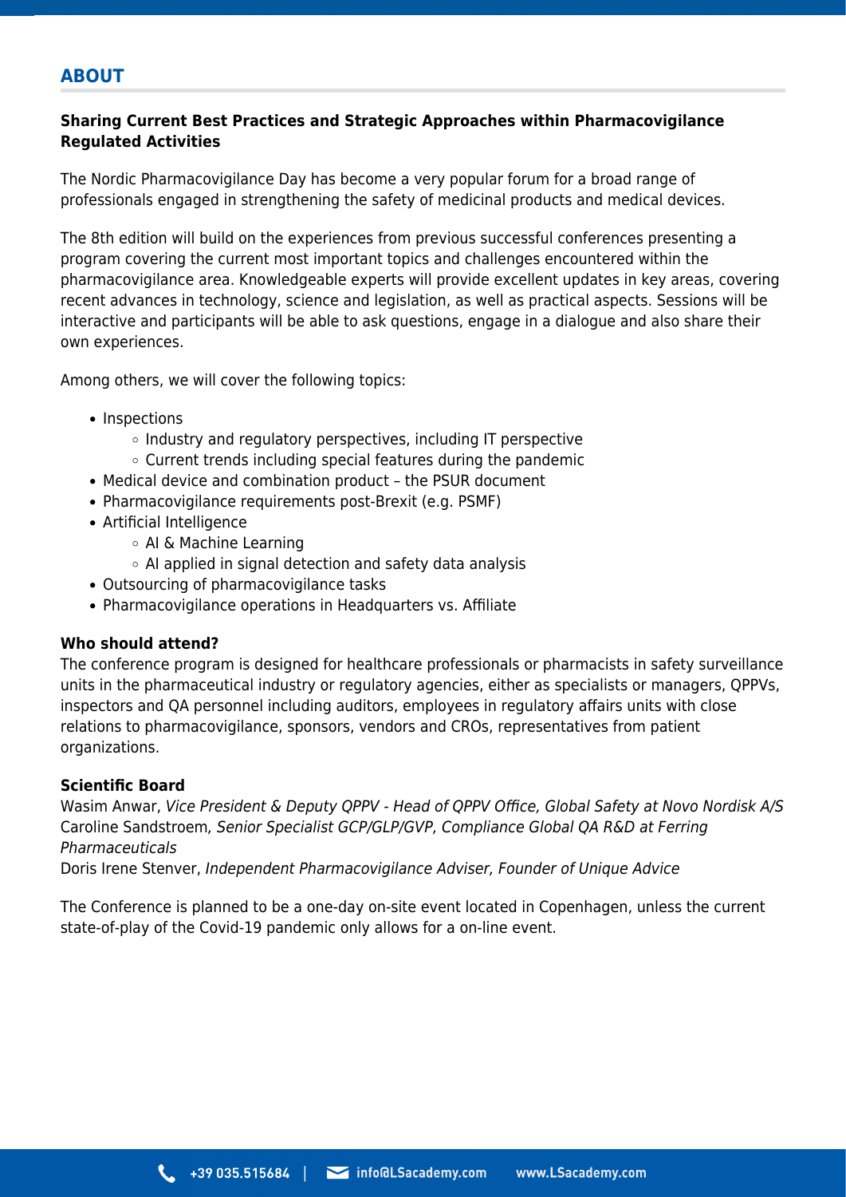## ABOUT

**Sharing Current Best Practices and Strategic Approaches within Pharmacovigilance Regulated Activities**

The Nordic Pharmacovigilance Day has become a very popular forum for a broad range of professionals engaged in strengthening the safety of medicinal products and medical devices.

The 8th edition will build on the experiences from previous successful conferences presenting a program covering the current most important topics and challenges encountered within the pharmacovigilance area. Knowledgeable experts will provide excellent updates in key areas, covering recent advances in technology, science and legislation, as well as practical aspects. Sessions will be interactive and participants will be able to ask questions, engage in a dialogue and also share their own experiences.

Among others, we will cover the following topics:

- Inspections
  - Industry and regulatory perspectives, including IT perspective
  - Current trends including special features during the pandemic
- Medical device and combination product – the PSUR document
- Pharmacovigilance requirements post-Brexit (e.g. PSMF)
- Artificial Intelligence
  - AI & Machine Learning
  - AI applied in signal detection and safety data analysis
- Outsourcing of pharmacovigilance tasks
- Pharmacovigilance operations in Headquarters vs. Affiliate

**Who should attend?**

The conference program is designed for healthcare professionals or pharmacists in safety surveillance units in the pharmaceutical industry or regulatory agencies, either as specialists or managers, QPPVs, inspectors and QA personnel including auditors, employees in regulatory affairs units with close relations to pharmacovigilance, sponsors, vendors and CROs, representatives from patient organizations.

**Scientific Board**

Wasim Anwar, *Vice President & Deputy QPPV - Head of QPPV Office, Global Safety at Novo Nordisk A/S*
Caroline Sandstroem, *Senior Specialist GCP/GLP/GVP, Compliance Global QA R&D at Ferring Pharmaceuticals*
Doris Irene Stenver, *Independent Pharmacovigilance Adviser, Founder of Unique Advice*

The Conference is planned to be a one-day on-site event located in Copenhagen, unless the current state-of-play of the Covid-19 pandemic only allows for a on-line event.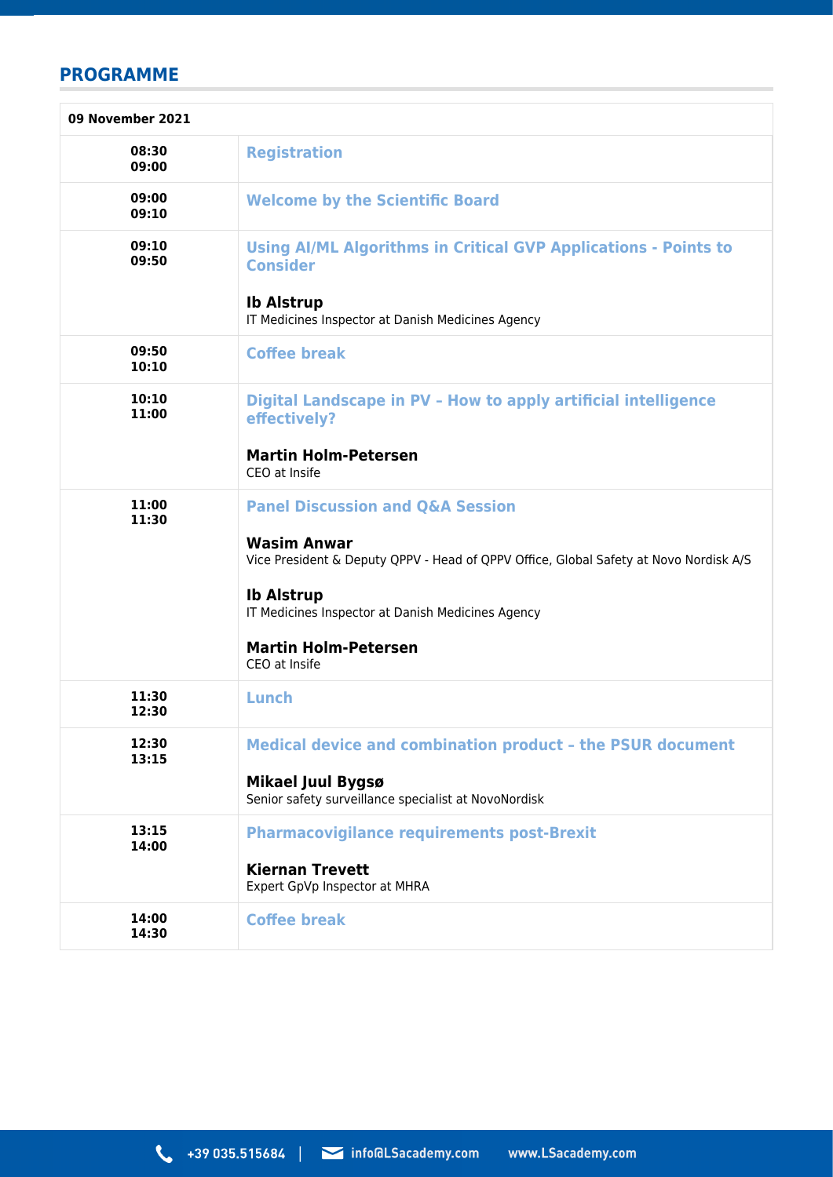## PROGRAMME

| 09 November 2021 | |
|---|---|
| 08:30<br>09:00 | **Registration** |
| 09:00<br>09:10 | **Welcome by the Scientific Board** |
| 09:10<br>09:50 | **Using AI/ML Algorithms in Critical GVP Applications - Points to Consider**<br><br>**Ib Alstrup**<br>IT Medicines Inspector at Danish Medicines Agency |
| 09:50<br>10:10 | **Coffee break** |
| 10:10<br>11:00 | **Digital Landscape in PV - How to apply artificial intelligence effectively?**<br><br>**Martin Holm-Petersen**<br>CEO at Insife |
| 11:00<br>11:30 | **Panel Discussion and Q&A Session**<br><br>**Wasim Anwar**<br>Vice President & Deputy QPPV - Head of QPPV Office, Global Safety at Novo Nordisk A/S<br><br>**Ib Alstrup**<br>IT Medicines Inspector at Danish Medicines Agency<br><br>**Martin Holm-Petersen**<br>CEO at Insife |
| 11:30<br>12:30 | **Lunch** |
| 12:30<br>13:15 | **Medical device and combination product - the PSUR document**<br><br>**Mikael Juul Bygsø**<br>Senior safety surveillance specialist at NovoNordisk |
| 13:15<br>14:00 | **Pharmacovigilance requirements post-Brexit**<br><br>**Kiernan Trevett**<br>Expert GpVp Inspector at MHRA |
| 14:00<br>14:30 | **Coffee break** |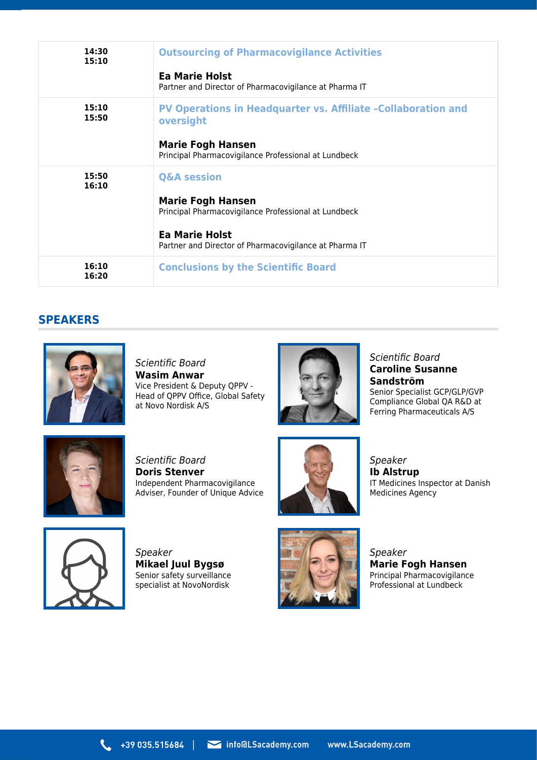| Time | Session |
|---|---|
| 14:30<br>15:10 | **Outsourcing of Pharmacovigilance Activities**<br><br>**Ea Marie Holst**<br>Partner and Director of Pharmacovigilance at Pharma IT |
| 15:10<br>15:50 | **PV Operations in Headquarter vs. Affiliate -Collaboration and oversight**<br><br>**Marie Fogh Hansen**<br>Principal Pharmacovigilance Professional at Lundbeck |
| 15:50<br>16:10 | **Q&A session**<br><br>**Marie Fogh Hansen**<br>Principal Pharmacovigilance Professional at Lundbeck<br><br>**Ea Marie Holst**<br>Partner and Director of Pharmacovigilance at Pharma IT |
| 16:10<br>16:20 | **Conclusions by the Scientific Board** |

## SPEAKERS

*Scientific Board*
**Wasim Anwar**
Vice President & Deputy QPPV - Head of QPPV Office, Global Safety at Novo Nordisk A/S

*Scientific Board*
**Caroline Susanne Sandström**
Senior Specialist GCP/GLP/GVP Compliance Global QA R&D at Ferring Pharmaceuticals A/S

*Scientific Board*
**Doris Stenver**
Independent Pharmacovigilance Adviser, Founder of Unique Advice

*Speaker*
**Ib Alstrup**
IT Medicines Inspector at Danish Medicines Agency

*Speaker*
**Mikael Juul Bygsø**
Senior safety surveillance specialist at NovoNordisk

*Speaker*
**Marie Fogh Hansen**
Principal Pharmacovigilance Professional at Lundbeck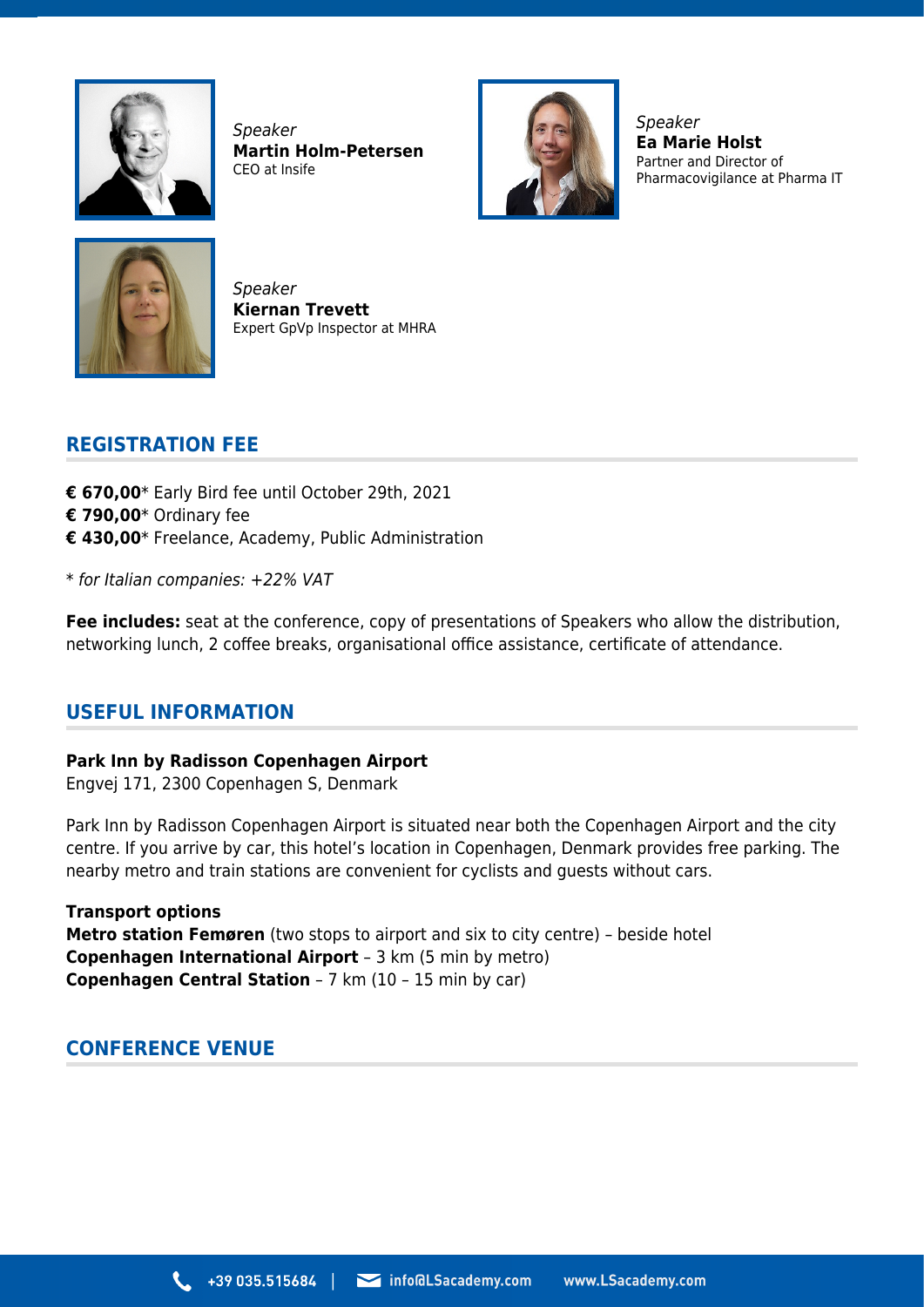*Speaker*
**Martin Holm-Petersen**
CEO at Insife

*Speaker*
**Ea Marie Holst**
Partner and Director of Pharmacovigilance at Pharma IT

*Speaker*
**Kiernan Trevett**
Expert GpVp Inspector at MHRA

## REGISTRATION FEE

**€ 670,00*** Early Bird fee until October 29th, 2021
**€ 790,00*** Ordinary fee
**€ 430,00*** Freelance, Academy, Public Administration

* *for Italian companies: +22% VAT*

**Fee includes:** seat at the conference, copy of presentations of Speakers who allow the distribution, networking lunch, 2 coffee breaks, organisational office assistance, certificate of attendance.

## USEFUL INFORMATION

**Park Inn by Radisson Copenhagen Airport**
Engvej 171, 2300 Copenhagen S, Denmark

Park Inn by Radisson Copenhagen Airport is situated near both the Copenhagen Airport and the city centre. If you arrive by car, this hotel's location in Copenhagen, Denmark provides free parking. The nearby metro and train stations are convenient for cyclists and guests without cars.

**Transport options**
**Metro station Femøren** (two stops to airport and six to city centre) – beside hotel
**Copenhagen International Airport** – 3 km (5 min by metro)
**Copenhagen Central Station** – 7 km (10 – 15 min by car)

## CONFERENCE VENUE

+39 035.515684 | info@LSacademy.com www.LSacademy.com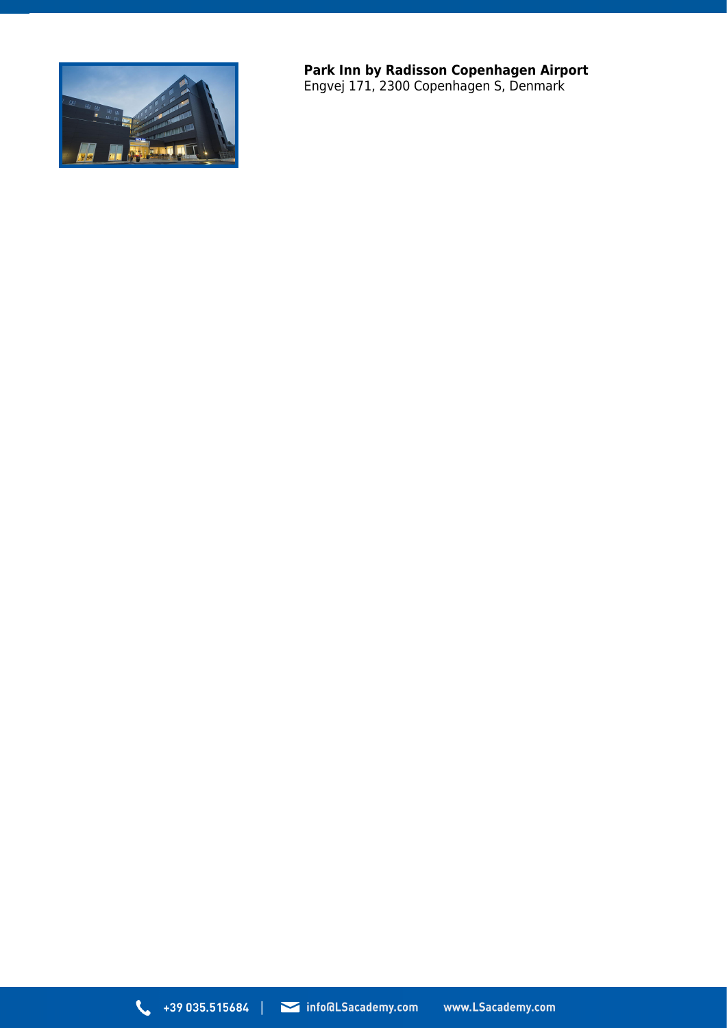**Park Inn by Radisson Copenhagen Airport**
Engvej 171, 2300 Copenhagen S, Denmark